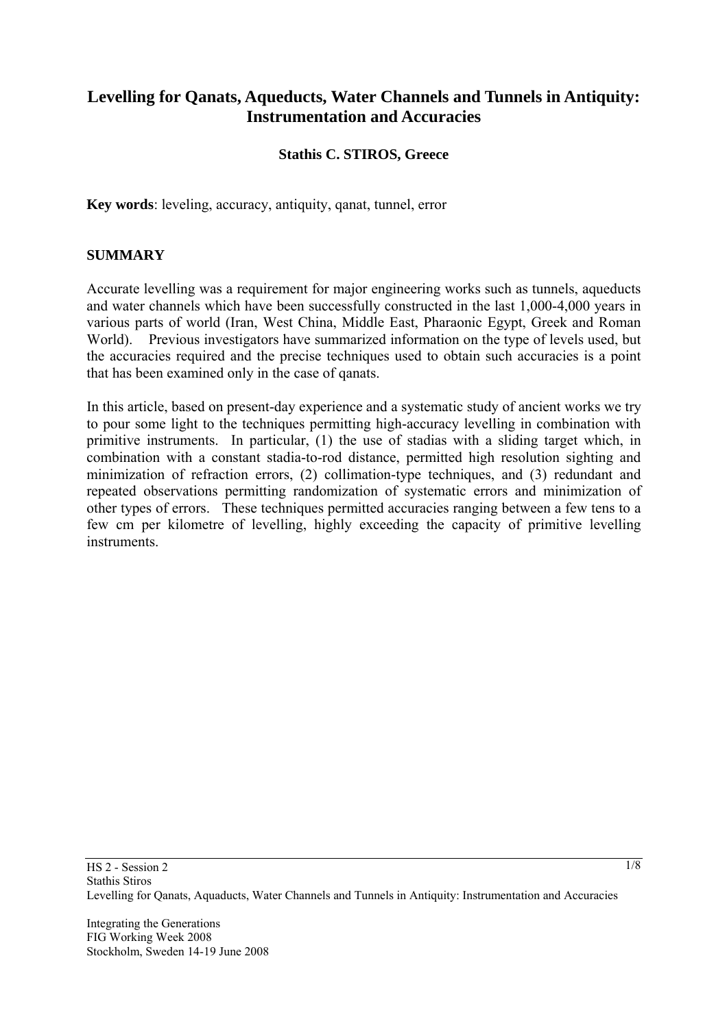# Levelling for Qanats, Aqueducts, Water Channels and Tunnels in Antiquity: Instrumentation and Accuracies

**Stathis C. STIROS, Greece**

**Key words**: leveling, accuracy, antiquity, qanat, tunnel, error

## SUMMARY

Accurate levelling was a requirement for major engineering works such as tunnels, aqueducts and water channels which have been successfully constructed in the last 1,000-4,000 years in various parts of world (Iran, West China, Middle East, Pharaonic Egypt, Greek and Roman World). Previous investigators have summarized information on the type of levels used, but the accuracies required and the precise techniques used to obtain such accuracies is a point that has been examined only in the case of qanats.

In this article, based on present-day experience and a systematic study of ancient works we try to pour some light to the techniques permitting high-accuracy levelling in combination with primitive instruments. In particular, (1) the use of stadias with a sliding target which, in combination with a constant stadia-to-rod distance, permitted high resolution sighting and minimization of refraction errors, (2) collimation-type techniques, and (3) redundant and repeated observations permitting randomization of systematic errors and minimization of other types of errors. These techniques permitted accuracies ranging between a few tens to a few cm per kilometre of levelling, highly exceeding the capacity of primitive levelling instruments.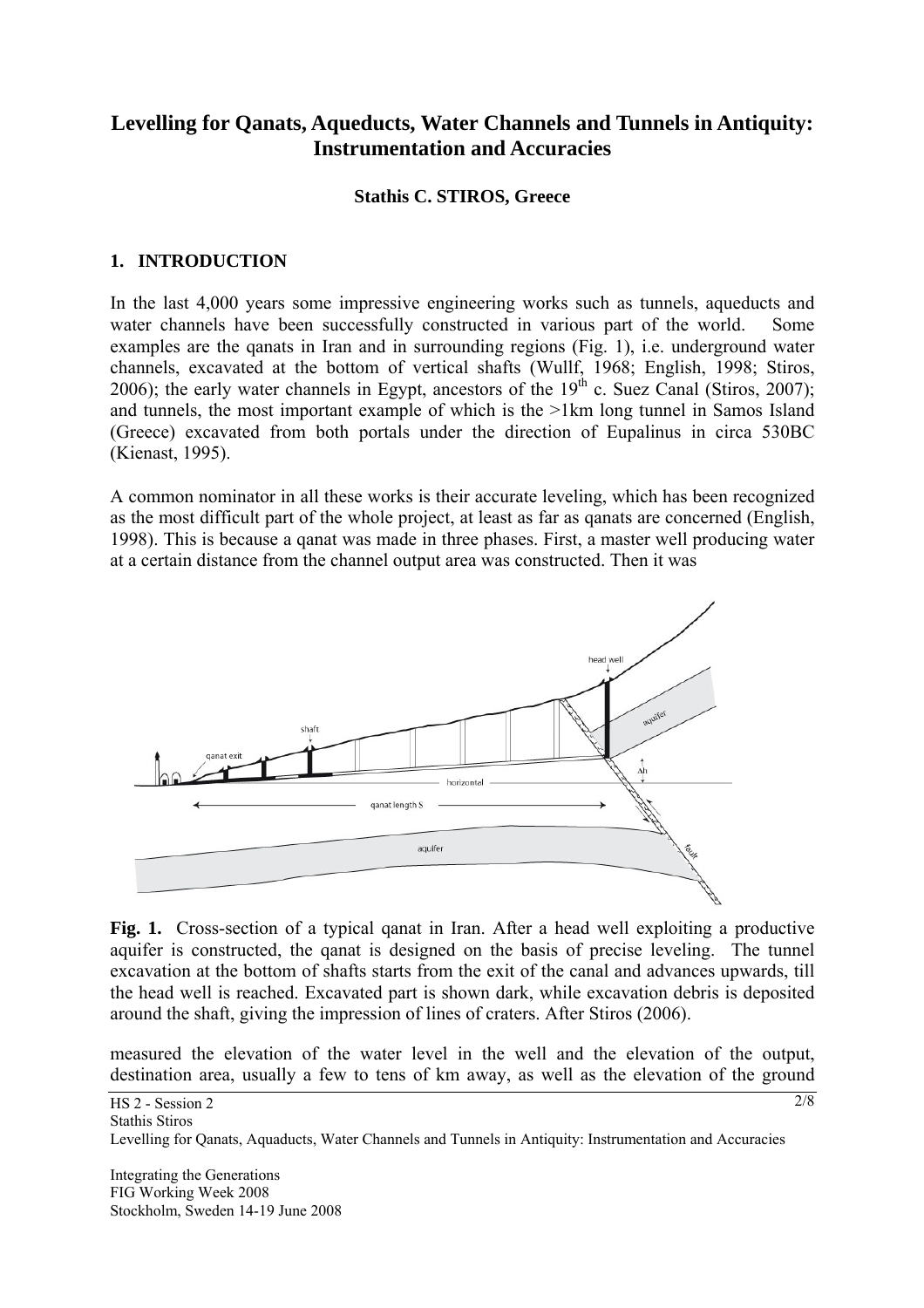# Levelling for Qanats, Aqueducts, Water Channels and Tunnels in Antiquity: Instrumentation and Accuracies

**Stathis C. STIROS, Greece**

## 1. INTRODUCTION

In the last 4,000 years some impressive engineering works such as tunnels, aqueducts and water channels have been successfully constructed in various part of the world. Some examples are the qanats in Iran and in surrounding regions (Fig. 1), i.e. underground water channels, excavated at the bottom of vertical shafts (Wulff, 1968; English, 1998; Stiros, 2006); the early water channels in Egypt, ancestors of the $19^{th}$ c. Suez Canal (Stiros, 2007); and tunnels, the most important example of which is the >1km long tunnel in Samos Island (Greece) excavated from both portals under the direction of Eupalinus in circa 530BC (Kienast, 1995).

A common nominator in all these works is their accurate leveling, which has been recognized as the most difficult part of the whole project, at least as far as qanats are concerned (English, 1998). This is because a qanat was made in three phases. First, a master well producing water at a certain distance from the channel output area was constructed. Then it was

**Fig. 1.** Cross-section of a typical qanat in Iran. After a head well exploiting a productive aquifer is constructed, the qanat is designed on the basis of precise leveling. The tunnel excavation at the bottom of shafts starts from the exit of the canal and advances upwards, till the head well is reached. Excavated part is shown dark, while excavation debris is deposited around the shaft, giving the impression of lines of craters. After Stiros (2006).

measured the elevation of the water level in the well and the elevation of the output, destination area, usually a few to tens of km away, as well as the elevation of the ground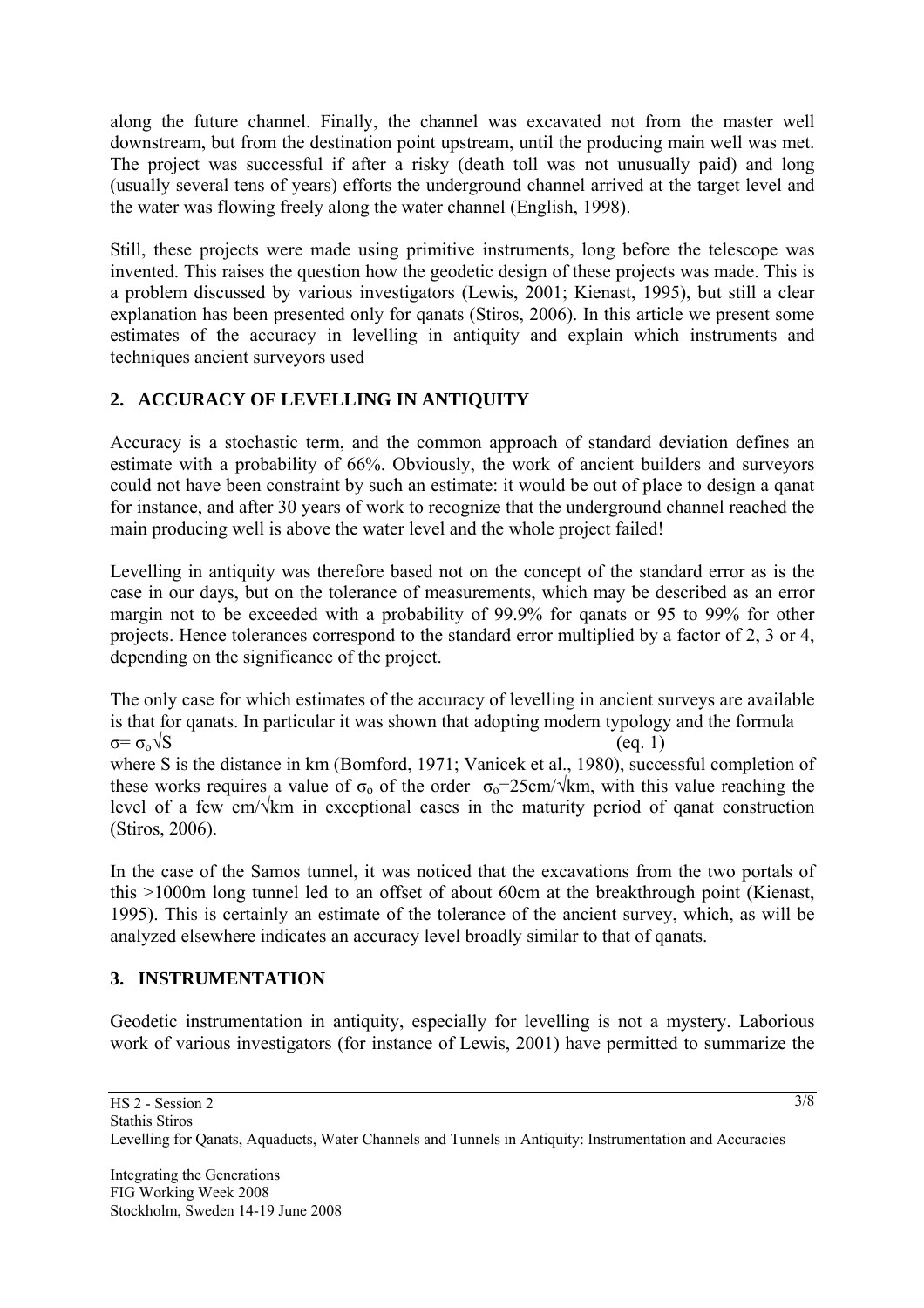along the future channel. Finally, the channel was excavated not from the master well downstream, but from the destination point upstream, until the producing main well was met. The project was successful if after a risky (death toll was not unusually paid) and long (usually several tens of years) efforts the underground channel arrived at the target level and the water was flowing freely along the water channel (English, 1998).

Still, these projects were made using primitive instruments, long before the telescope was invented. This raises the question how the geodetic design of these projects was made. This is a problem discussed by various investigators (Lewis, 2001; Kienast, 1995), but still a clear explanation has been presented only for qanats (Stiros, 2006). In this article we present some estimates of the accuracy in levelling in antiquity and explain which instruments and techniques ancient surveyors used

## 2. ACCURACY OF LEVELLING IN ANTIQUITY

Accuracy is a stochastic term, and the common approach of standard deviation defines an estimate with a probability of 66%. Obviously, the work of ancient builders and surveyors could not have been constraint by such an estimate: it would be out of place to design a qanat for instance, and after 30 years of work to recognize that the underground channel reached the main producing well is above the water level and the whole project failed!

Levelling in antiquity was therefore based not on the concept of the standard error as is the case in our days, but on the tolerance of measurements, which may be described as an error margin not to be exceeded with a probability of 99.9% for qanats or 95 to 99% for other projects. Hence tolerances correspond to the standard error multiplied by a factor of 2, 3 or 4, depending on the significance of the project.

The only case for which estimates of the accuracy of levelling in ancient surveys are available is that for qanats. In particular it was shown that adopting modern typology and the formula

$$\sigma = \sigma_o \sqrt{S} \qquad \text{(eq. 1)}$$

where S is the distance in km (Bomford, 1971; Vanicek et al., 1980), successful completion of these works requires a value of $\sigma_o$ of the order $\sigma_o$=25cm/√km, with this value reaching the level of a few cm/√km in exceptional cases in the maturity period of qanat construction (Stiros, 2006).

In the case of the Samos tunnel, it was noticed that the excavations from the two portals of this >1000m long tunnel led to an offset of about 60cm at the breakthrough point (Kienast, 1995). This is certainly an estimate of the tolerance of the ancient survey, which, as will be analyzed elsewhere indicates an accuracy level broadly similar to that of qanats.

## 3. INSTRUMENTATION

Geodetic instrumentation in antiquity, especially for levelling is not a mystery. Laborious work of various investigators (for instance of Lewis, 2001) have permitted to summarize the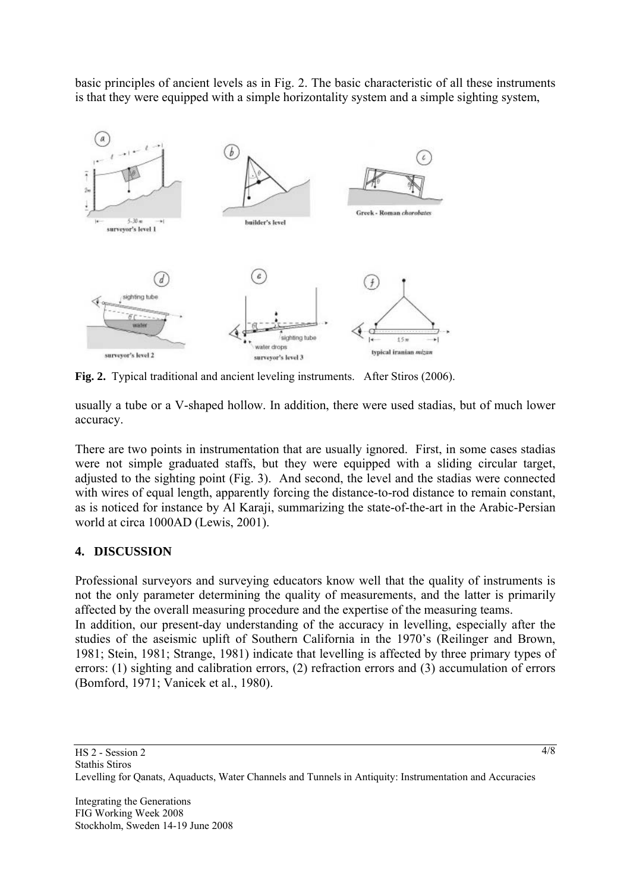basic principles of ancient levels as in Fig. 2. The basic characteristic of all these instruments is that they were equipped with a simple horizontality system and a simple sighting system,

**Fig. 2.** Typical traditional and ancient leveling instruments. After Stiros (2006).

usually a tube or a V-shaped hollow. In addition, there were used stadias, but of much lower accuracy.

There are two points in instrumentation that are usually ignored. First, in some cases stadias were not simple graduated staffs, but they were equipped with a sliding circular target, adjusted to the sighting point (Fig. 3). And second, the level and the stadias were connected with wires of equal length, apparently forcing the distance-to-rod distance to remain constant, as is noticed for instance by Al Karaji, summarizing the state-of-the-art in the Arabic-Persian world at circa 1000AD (Lewis, 2001).

## 4. DISCUSSION

Professional surveyors and surveying educators know well that the quality of instruments is not the only parameter determining the quality of measurements, and the latter is primarily affected by the overall measuring procedure and the expertise of the measuring teams.

In addition, our present-day understanding of the accuracy in levelling, especially after the studies of the aseismic uplift of Southern California in the 1970's (Reilinger and Brown, 1981; Stein, 1981; Strange, 1981) indicate that levelling is affected by three primary types of errors: (1) sighting and calibration errors, (2) refraction errors and (3) accumulation of errors (Bomford, 1971; Vanicek et al., 1980).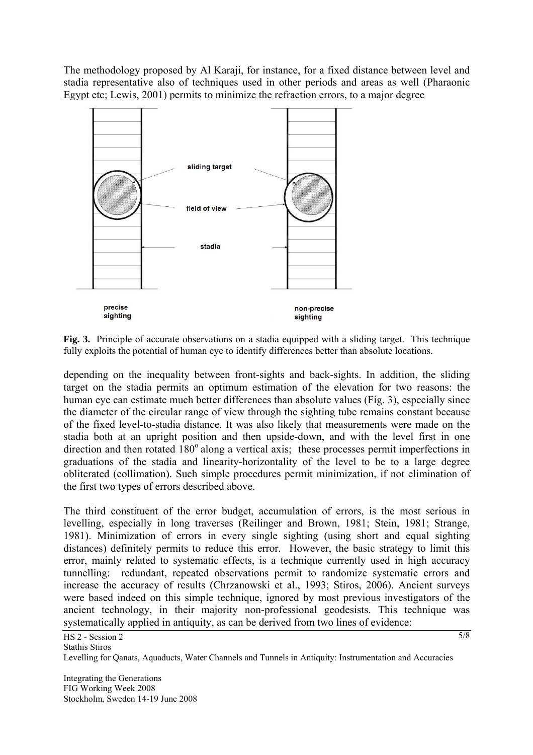The methodology proposed by Al Karaji, for instance, for a fixed distance between level and stadia representative also of techniques used in other periods and areas as well (Pharaonic Egypt etc; Lewis, 2001) permits to minimize the refraction errors, to a major degree

**Fig. 3.** Principle of accurate observations on a stadia equipped with a sliding target. This technique fully exploits the potential of human eye to identify differences better than absolute locations.

depending on the inequality between front-sights and back-sights. In addition, the sliding target on the stadia permits an optimum estimation of the elevation for two reasons: the human eye can estimate much better differences than absolute values (Fig. 3), especially since the diameter of the circular range of view through the sighting tube remains constant because of the fixed level-to-stadia distance. It was also likely that measurements were made on the stadia both at an upright position and then upside-down, and with the level first in one direction and then rotated 180$^{o}$ along a vertical axis; these processes permit imperfections in graduations of the stadia and linearity-horizontality of the level to be to a large degree obliterated (collimation). Such simple procedures permit minimization, if not elimination of the first two types of errors described above.

The third constituent of the error budget, accumulation of errors, is the most serious in levelling, especially in long traverses (Reilinger and Brown, 1981; Stein, 1981; Strange, 1981). Minimization of errors in every single sighting (using short and equal sighting distances) definitely permits to reduce this error. However, the basic strategy to limit this error, mainly related to systematic effects, is a technique currently used in high accuracy tunnelling: redundant, repeated observations permit to randomize systematic errors and increase the accuracy of results (Chrzanowski et al., 1993; Stiros, 2006). Ancient surveys were based indeed on this simple technique, ignored by most previous investigators of the ancient technology, in their majority non-professional geodesists. This technique was systematically applied in antiquity, as can be derived from two lines of evidence: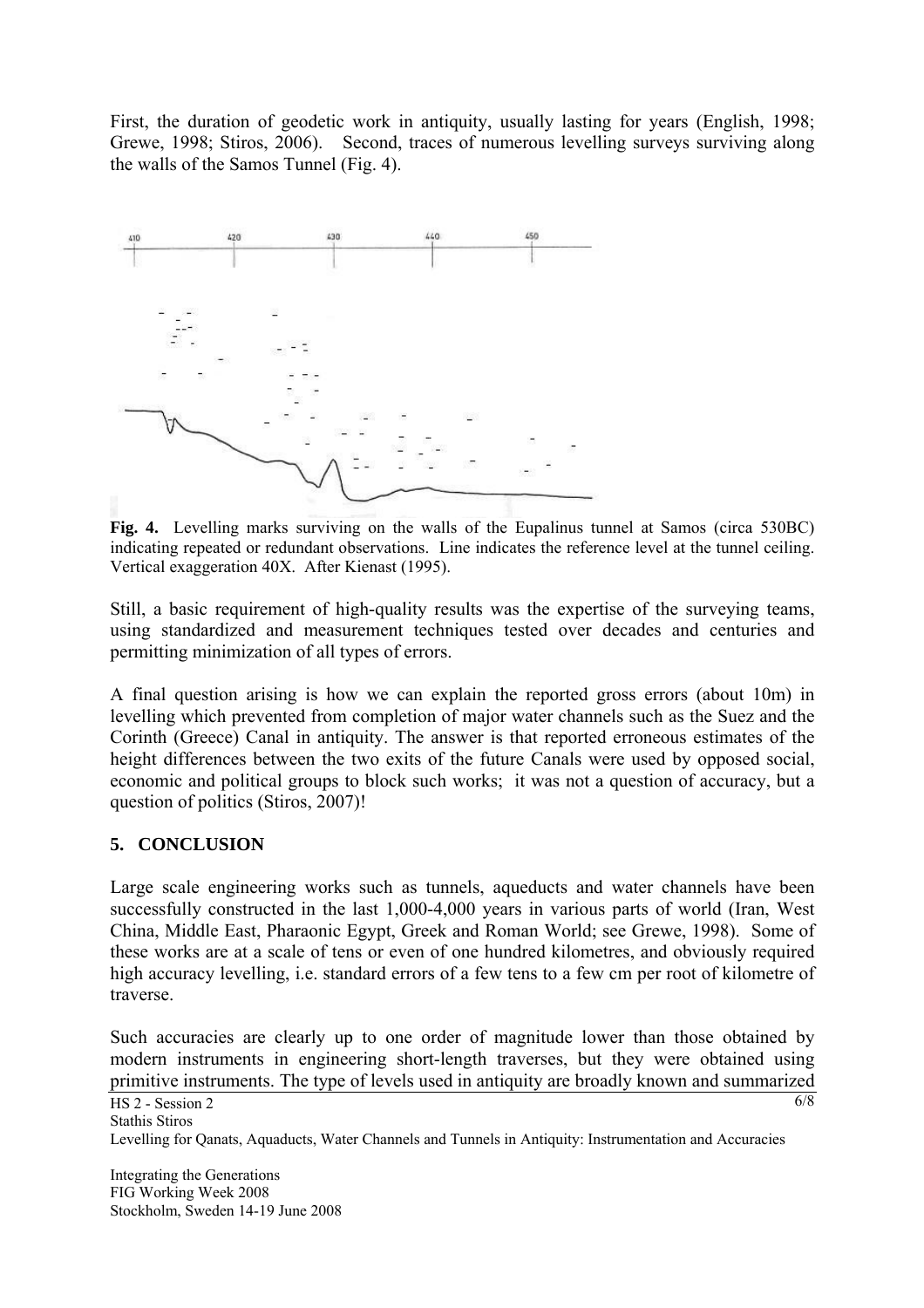First, the duration of geodetic work in antiquity, usually lasting for years (English, 1998; Grewe, 1998; Stiros, 2006). Second, traces of numerous levelling surveys surviving along the walls of the Samos Tunnel (Fig. 4).

**Fig. 4.** Levelling marks surviving on the walls of the Eupalinus tunnel at Samos (circa 530BC) indicating repeated or redundant observations. Line indicates the reference level at the tunnel ceiling. Vertical exaggeration 40X. After Kienast (1995).

Still, a basic requirement of high-quality results was the expertise of the surveying teams, using standardized and measurement techniques tested over decades and centuries and permitting minimization of all types of errors.

A final question arising is how we can explain the reported gross errors (about 10m) in levelling which prevented from completion of major water channels such as the Suez and the Corinth (Greece) Canal in antiquity. The answer is that reported erroneous estimates of the height differences between the two exits of the future Canals were used by opposed social, economic and political groups to block such works; it was not a question of accuracy, but a question of politics (Stiros, 2007)!

## 5. CONCLUSION

Large scale engineering works such as tunnels, aqueducts and water channels have been successfully constructed in the last 1,000-4,000 years in various parts of world (Iran, West China, Middle East, Pharaonic Egypt, Greek and Roman World; see Grewe, 1998). Some of these works are at a scale of tens or even of one hundred kilometres, and obviously required high accuracy levelling, i.e. standard errors of a few tens to a few cm per root of kilometre of traverse.

Such accuracies are clearly up to one order of magnitude lower than those obtained by modern instruments in engineering short-length traverses, but they were obtained using primitive instruments. The type of levels used in antiquity are broadly known and summarized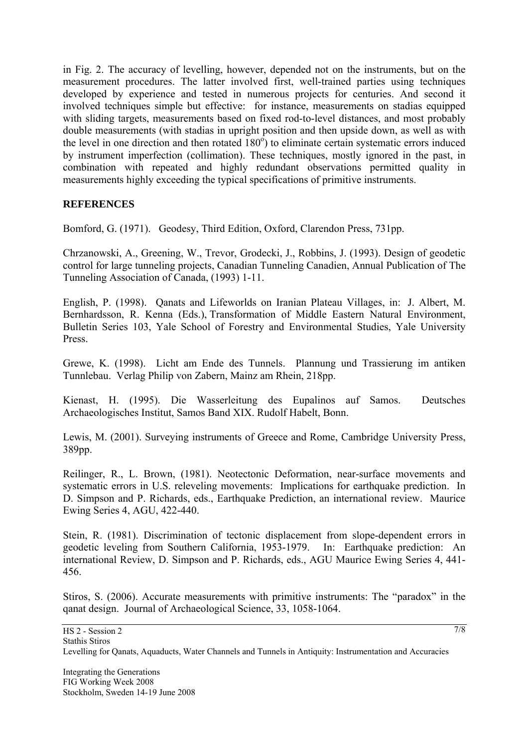in Fig. 2. The accuracy of levelling, however, depended not on the instruments, but on the measurement procedures. The latter involved first, well-trained parties using techniques developed by experience and tested in numerous projects for centuries. And second it involved techniques simple but effective: for instance, measurements on stadias equipped with sliding targets, measurements based on fixed rod-to-level distances, and most probably double measurements (with stadias in upright position and then upside down, as well as with the level in one direction and then rotated $180^o$) to eliminate certain systematic errors induced by instrument imperfection (collimation). These techniques, mostly ignored in the past, in combination with repeated and highly redundant observations permitted quality in measurements highly exceeding the typical specifications of primitive instruments.

## REFERENCES

Bomford, G. (1971). Geodesy, Third Edition, Oxford, Clarendon Press, 731pp.

Chrzanowski, A., Greening, W., Trevor, Grodecki, J., Robbins, J. (1993). Design of geodetic control for large tunneling projects, Canadian Tunneling Canadien, Annual Publication of The Tunneling Association of Canada, (1993) 1-11.

English, P. (1998). Qanats and Lifeworlds on Iranian Plateau Villages, in: J. Albert, M. Bernhardsson, R. Kenna (Eds.), Transformation of Middle Eastern Natural Environment, Bulletin Series 103, Yale School of Forestry and Environmental Studies, Yale University Press.

Grewe, K. (1998). Licht am Ende des Tunnels. Plannung und Trassierung im antiken Tunnlebau. Verlag Philip von Zabern, Mainz am Rhein, 218pp.

Kienast, H. (1995). Die Wasserleitung des Eupalinos auf Samos. Deutsches Archaeologisches Institut, Samos Band XIX. Rudolf Habelt, Bonn.

Lewis, M. (2001). Surveying instruments of Greece and Rome, Cambridge University Press, 389pp.

Reilinger, R., L. Brown, (1981). Neotectonic Deformation, near-surface movements and systematic errors in U.S. releveling movements: Implications for earthquake prediction. In D. Simpson and P. Richards, eds., Earthquake Prediction, an international review. Maurice Ewing Series 4, AGU, 422-440.

Stein, R. (1981). Discrimination of tectonic displacement from slope-dependent errors in geodetic leveling from Southern California, 1953-1979. In: Earthquake prediction: An international Review, D. Simpson and P. Richards, eds., AGU Maurice Ewing Series 4, 441-456.

Stiros, S. (2006). Accurate measurements with primitive instruments: The "paradox" in the qanat design. Journal of Archaeological Science, 33, 1058-1064.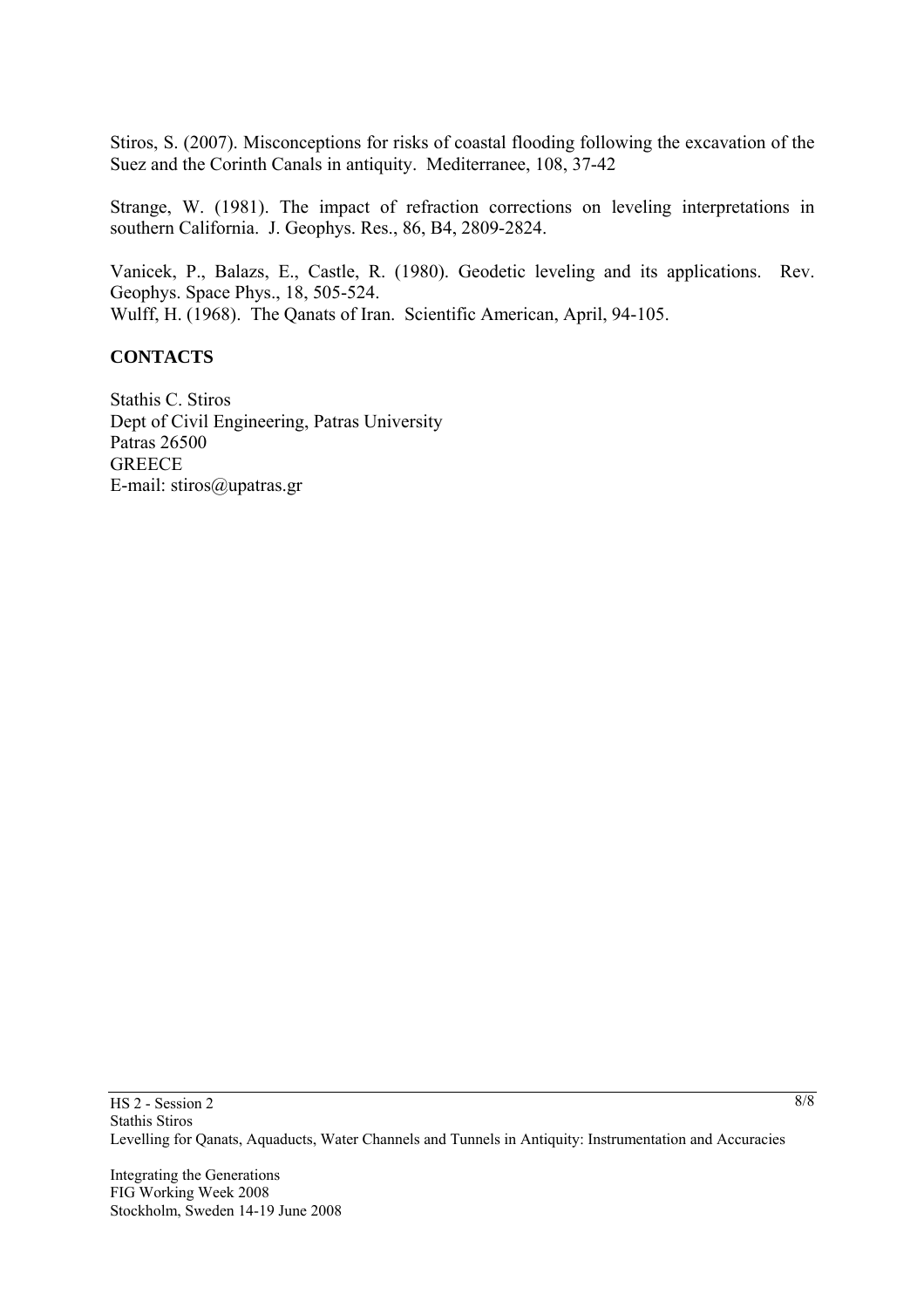Stiros, S. (2007). Misconceptions for risks of coastal flooding following the excavation of the Suez and the Corinth Canals in antiquity. Mediterranee, 108, 37-42

Strange, W. (1981). The impact of refraction corrections on leveling interpretations in southern California. J. Geophys. Res., 86, B4, 2809-2824.

Vanicek, P., Balazs, E., Castle, R. (1980). Geodetic leveling and its applications. Rev. Geophys. Space Phys., 18, 505-524.
Wulff, H. (1968). The Qanats of Iran. Scientific American, April, 94-105.

## CONTACTS

Stathis C. Stiros
Dept of Civil Engineering, Patras University
Patras 26500
GREECE
E-mail: stiros@upatras.gr